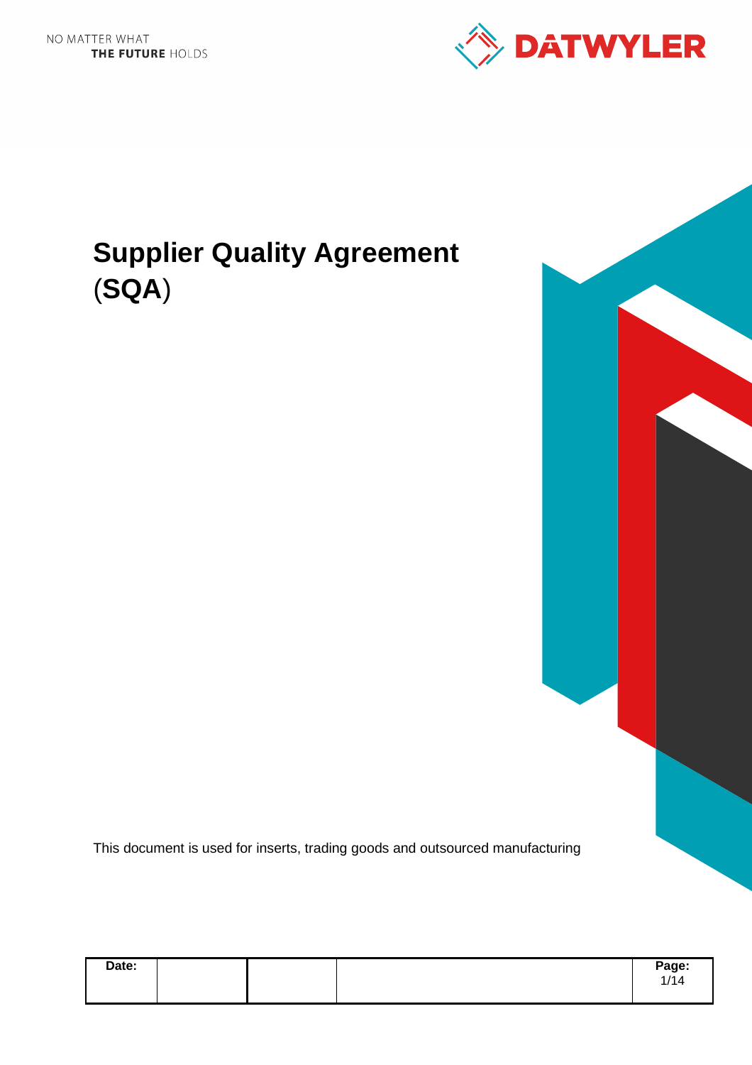NO MATTER WHAT
THE FUTURE HOLDS

DATWYLER

# Supplier Quality Agreement (SQA)

This document is used for inserts, trading goods and outsourced manufacturing

| Date: | | | | |
|---|---|---|---|---|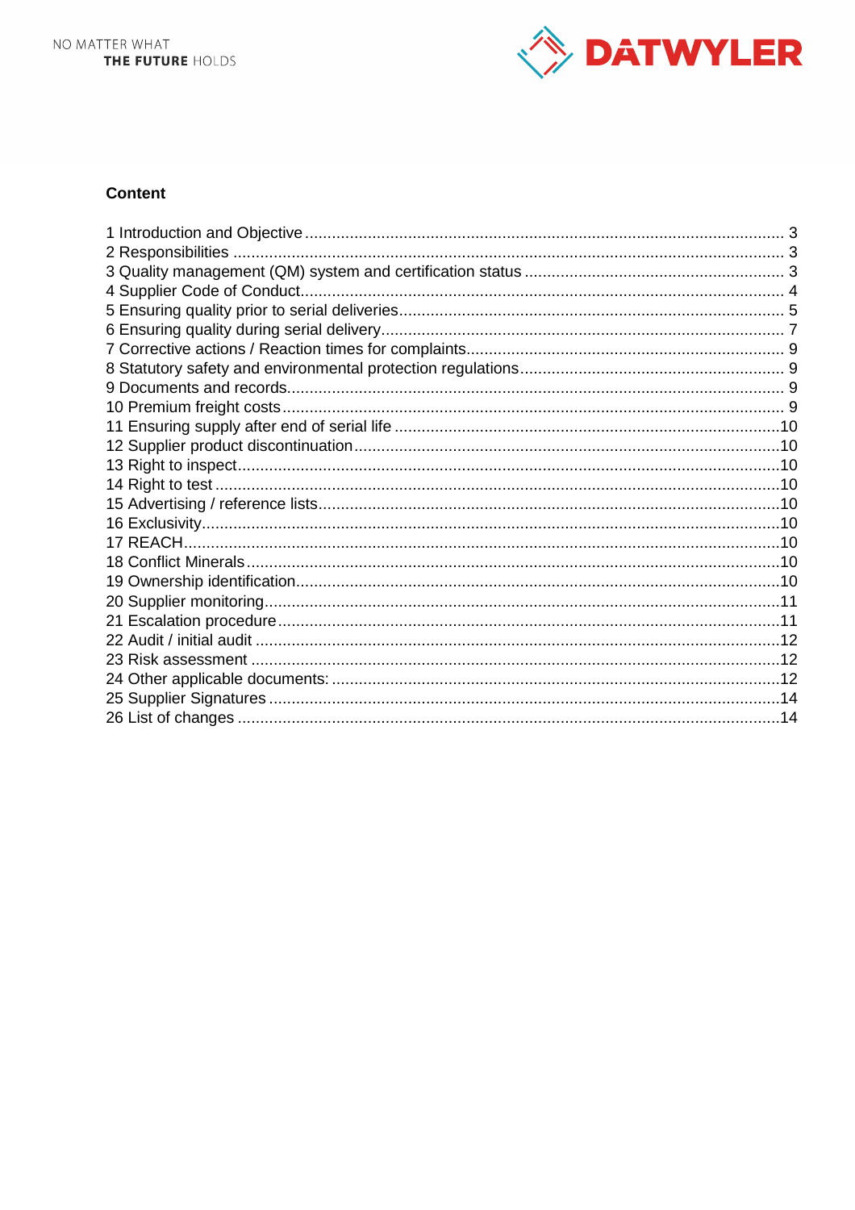## Content

1 Introduction and Objective ........................................................................................................ 3
2 Responsibilities ........................................................................................................................ 3
3 Quality management (QM) system and certification status ..................................................... 3
4 Supplier Code of Conduct ........................................................................................................ 4
5 Ensuring quality prior to serial deliveries .................................................................................. 5
6 Ensuring quality during serial delivery ...................................................................................... 7
7 Corrective actions / Reaction times for complaints .................................................................... 9
8 Statutory safety and environmental protection regulations ........................................................ 9
9 Documents and records ........................................................................................................... 9
10 Premium freight costs ............................................................................................................. 9
11 Ensuring supply after end of serial life ................................................................................... 10
12 Supplier product discontinuation ............................................................................................ 10
13 Right to inspect ...................................................................................................................... 10
14 Right to test ........................................................................................................................... 10
15 Advertising / reference lists .................................................................................................... 10
16 Exclusivity .............................................................................................................................. 10
17 REACH ................................................................................................................................... 10
18 Conflict Minerals ..................................................................................................................... 10
19 Ownership identification ......................................................................................................... 10
20 Supplier monitoring ................................................................................................................ 11
21 Escalation procedure .............................................................................................................. 11
22 Audit / initial audit ................................................................................................................... 12
23 Risk assessment .................................................................................................................... 12
24 Other applicable documents: .................................................................................................. 12
25 Supplier Signatures ................................................................................................................ 14
26 List of changes ....................................................................................................................... 14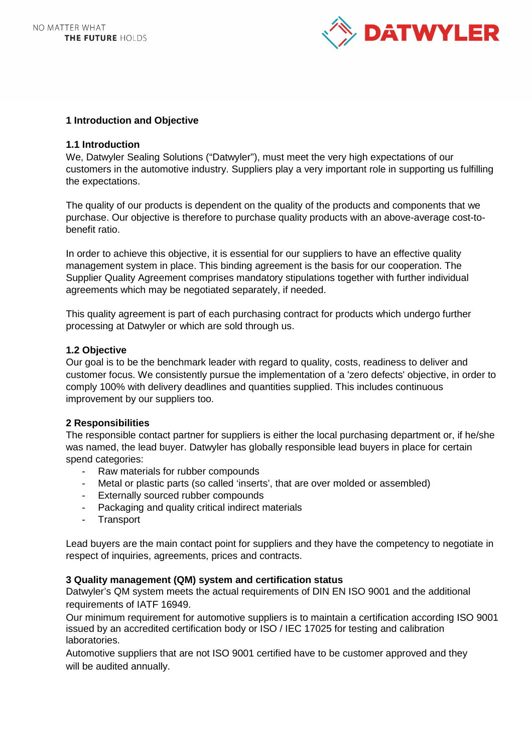## 1 Introduction and Objective

### 1.1 Introduction

We, Datwyler Sealing Solutions ("Datwyler"), must meet the very high expectations of our customers in the automotive industry. Suppliers play a very important role in supporting us fulfilling the expectations.

The quality of our products is dependent on the quality of the products and components that we purchase. Our objective is therefore to purchase quality products with an above-average cost-to-benefit ratio.

In order to achieve this objective, it is essential for our suppliers to have an effective quality management system in place. This binding agreement is the basis for our cooperation. The Supplier Quality Agreement comprises mandatory stipulations together with further individual agreements which may be negotiated separately, if needed.

This quality agreement is part of each purchasing contract for products which undergo further processing at Datwyler or which are sold through us.

### 1.2 Objective

Our goal is to be the benchmark leader with regard to quality, costs, readiness to deliver and customer focus. We consistently pursue the implementation of a 'zero defects' objective, in order to comply 100% with delivery deadlines and quantities supplied. This includes continuous improvement by our suppliers too.

## 2 Responsibilities

The responsible contact partner for suppliers is either the local purchasing department or, if he/she was named, the lead buyer. Datwyler has globally responsible lead buyers in place for certain spend categories:

- Raw materials for rubber compounds
- Metal or plastic parts (so called 'inserts', that are over molded or assembled)
- Externally sourced rubber compounds
- Packaging and quality critical indirect materials
- Transport

Lead buyers are the main contact point for suppliers and they have the competency to negotiate in respect of inquiries, agreements, prices and contracts.

## 3 Quality management (QM) system and certification status

Datwyler's QM system meets the actual requirements of DIN EN ISO 9001 and the additional requirements of IATF 16949.

Our minimum requirement for automotive suppliers is to maintain a certification according ISO 9001 issued by an accredited certification body or ISO / IEC 17025 for testing and calibration laboratories.

Automotive suppliers that are not ISO 9001 certified have to be customer approved and they will be audited annually.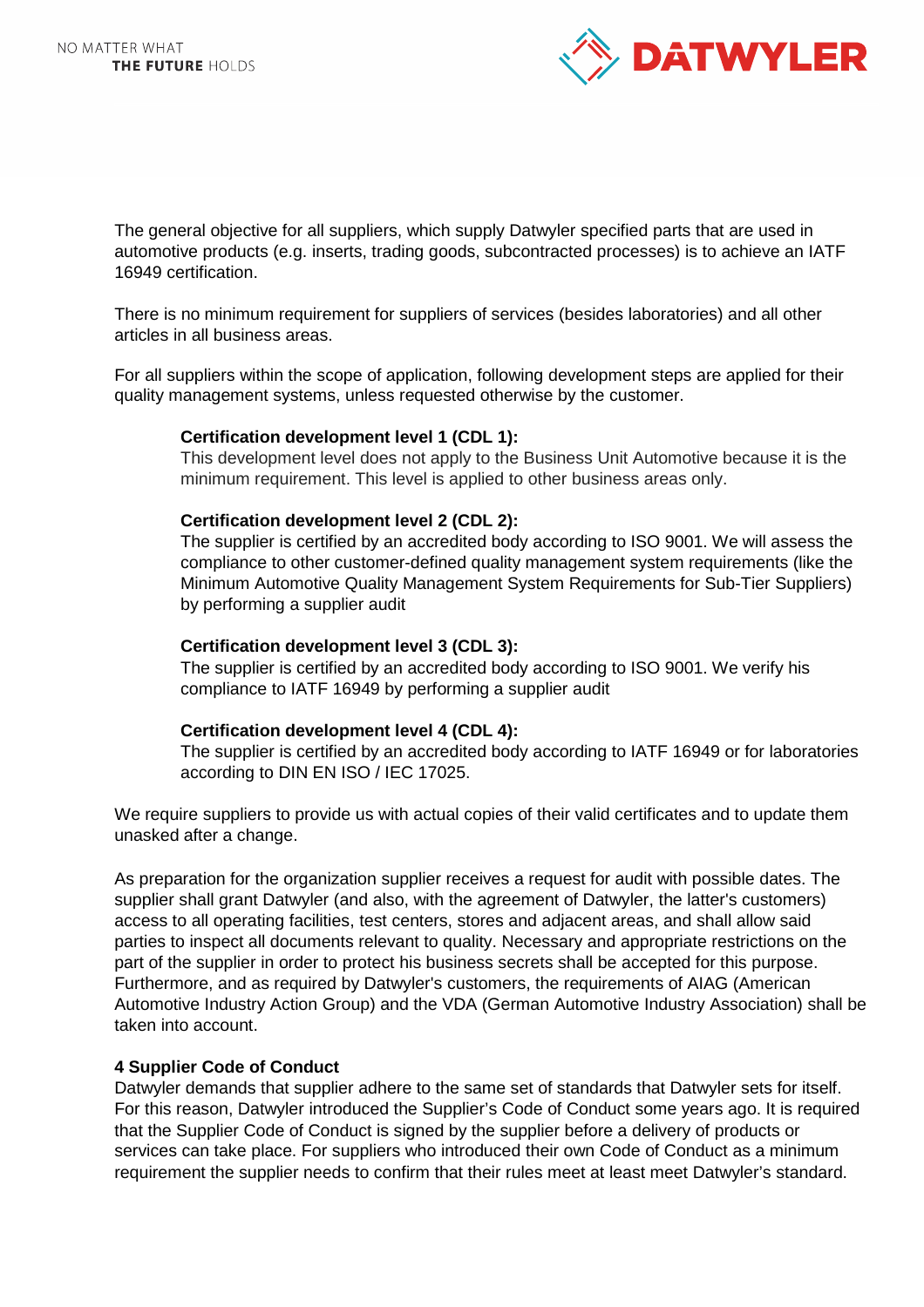The general objective for all suppliers, which supply Datwyler specified parts that are used in automotive products (e.g. inserts, trading goods, subcontracted processes) is to achieve an IATF 16949 certification.

There is no minimum requirement for suppliers of services (besides laboratories) and all other articles in all business areas.

For all suppliers within the scope of application, following development steps are applied for their quality management systems, unless requested otherwise by the customer.

**Certification development level 1 (CDL 1):**
This development level does not apply to the Business Unit Automotive because it is the minimum requirement. This level is applied to other business areas only.

**Certification development level 2 (CDL 2):**
The supplier is certified by an accredited body according to ISO 9001. We will assess the compliance to other customer-defined quality management system requirements (like the Minimum Automotive Quality Management System Requirements for Sub-Tier Suppliers) by performing a supplier audit

**Certification development level 3 (CDL 3):**
The supplier is certified by an accredited body according to ISO 9001. We verify his compliance to IATF 16949 by performing a supplier audit

**Certification development level 4 (CDL 4):**
The supplier is certified by an accredited body according to IATF 16949 or for laboratories according to DIN EN ISO / IEC 17025.

We require suppliers to provide us with actual copies of their valid certificates and to update them unasked after a change.

As preparation for the organization supplier receives a request for audit with possible dates. The supplier shall grant Datwyler (and also, with the agreement of Datwyler, the latter's customers) access to all operating facilities, test centers, stores and adjacent areas, and shall allow said parties to inspect all documents relevant to quality. Necessary and appropriate restrictions on the part of the supplier in order to protect his business secrets shall be accepted for this purpose. Furthermore, and as required by Datwyler's customers, the requirements of AIAG (American Automotive Industry Action Group) and the VDA (German Automotive Industry Association) shall be taken into account.

## 4 Supplier Code of Conduct

Datwyler demands that supplier adhere to the same set of standards that Datwyler sets for itself. For this reason, Datwyler introduced the Supplier's Code of Conduct some years ago. It is required that the Supplier Code of Conduct is signed by the supplier before a delivery of products or services can take place. For suppliers who introduced their own Code of Conduct as a minimum requirement the supplier needs to confirm that their rules meet at least meet Datwyler's standard.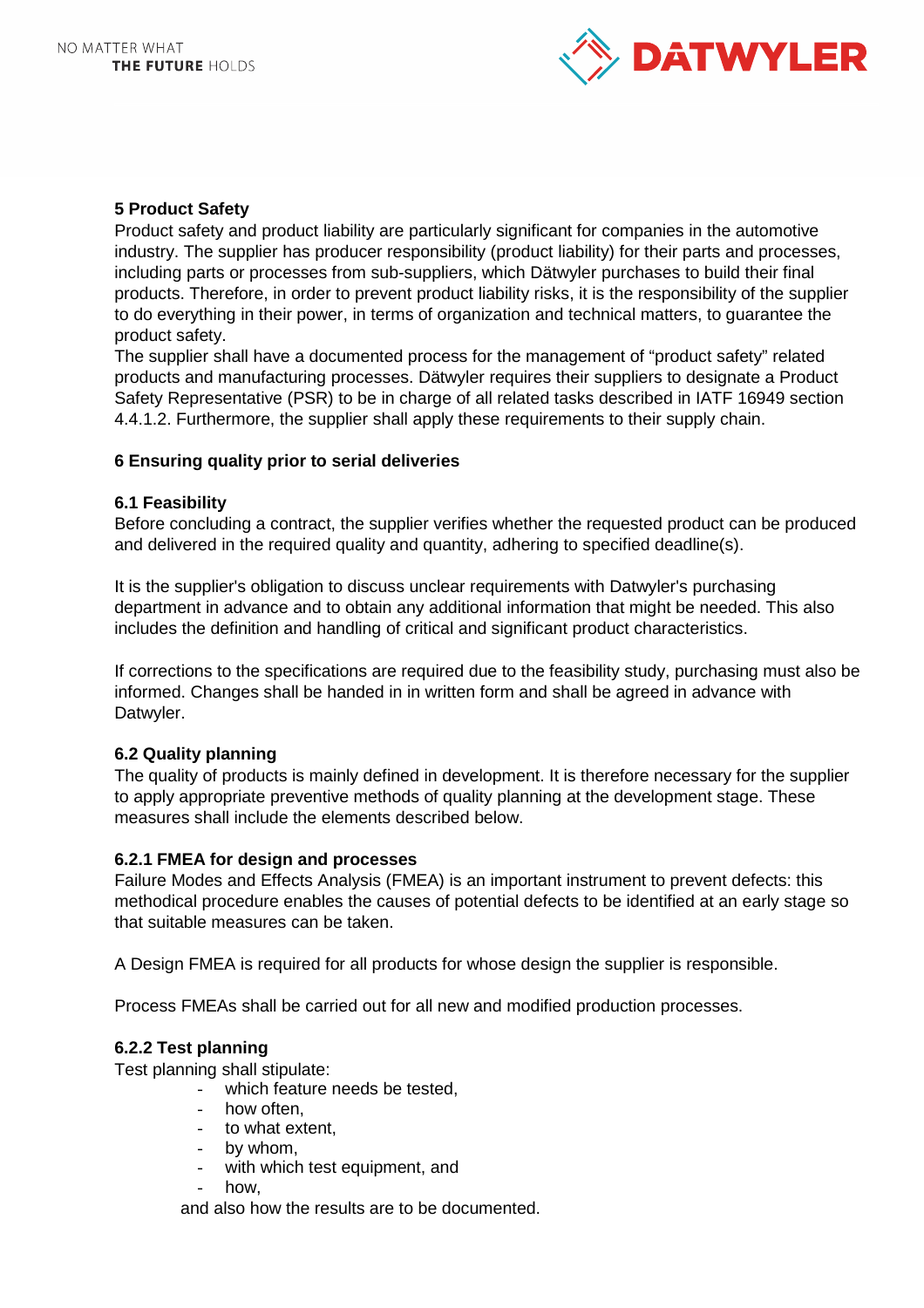## 5 Product Safety

Product safety and product liability are particularly significant for companies in the automotive industry. The supplier has producer responsibility (product liability) for their parts and processes, including parts or processes from sub-suppliers, which Dätwyler purchases to build their final products. Therefore, in order to prevent product liability risks, it is the responsibility of the supplier to do everything in their power, in terms of organization and technical matters, to guarantee the product safety.

The supplier shall have a documented process for the management of "product safety" related products and manufacturing processes. Dätwyler requires their suppliers to designate a Product Safety Representative (PSR) to be in charge of all related tasks described in IATF 16949 section 4.4.1.2. Furthermore, the supplier shall apply these requirements to their supply chain.

## 6 Ensuring quality prior to serial deliveries

### 6.1 Feasibility

Before concluding a contract, the supplier verifies whether the requested product can be produced and delivered in the required quality and quantity, adhering to specified deadline(s).

It is the supplier's obligation to discuss unclear requirements with Datwyler's purchasing department in advance and to obtain any additional information that might be needed. This also includes the definition and handling of critical and significant product characteristics.

If corrections to the specifications are required due to the feasibility study, purchasing must also be informed. Changes shall be handed in in written form and shall be agreed in advance with Datwyler.

### 6.2 Quality planning

The quality of products is mainly defined in development. It is therefore necessary for the supplier to apply appropriate preventive methods of quality planning at the development stage. These measures shall include the elements described below.

#### 6.2.1 FMEA for design and processes

Failure Modes and Effects Analysis (FMEA) is an important instrument to prevent defects: this methodical procedure enables the causes of potential defects to be identified at an early stage so that suitable measures can be taken.

A Design FMEA is required for all products for whose design the supplier is responsible.

Process FMEAs shall be carried out for all new and modified production processes.

#### 6.2.2 Test planning

Test planning shall stipulate:

- which feature needs be tested,
- how often,
- to what extent,
- by whom,
- with which test equipment, and
- how,

and also how the results are to be documented.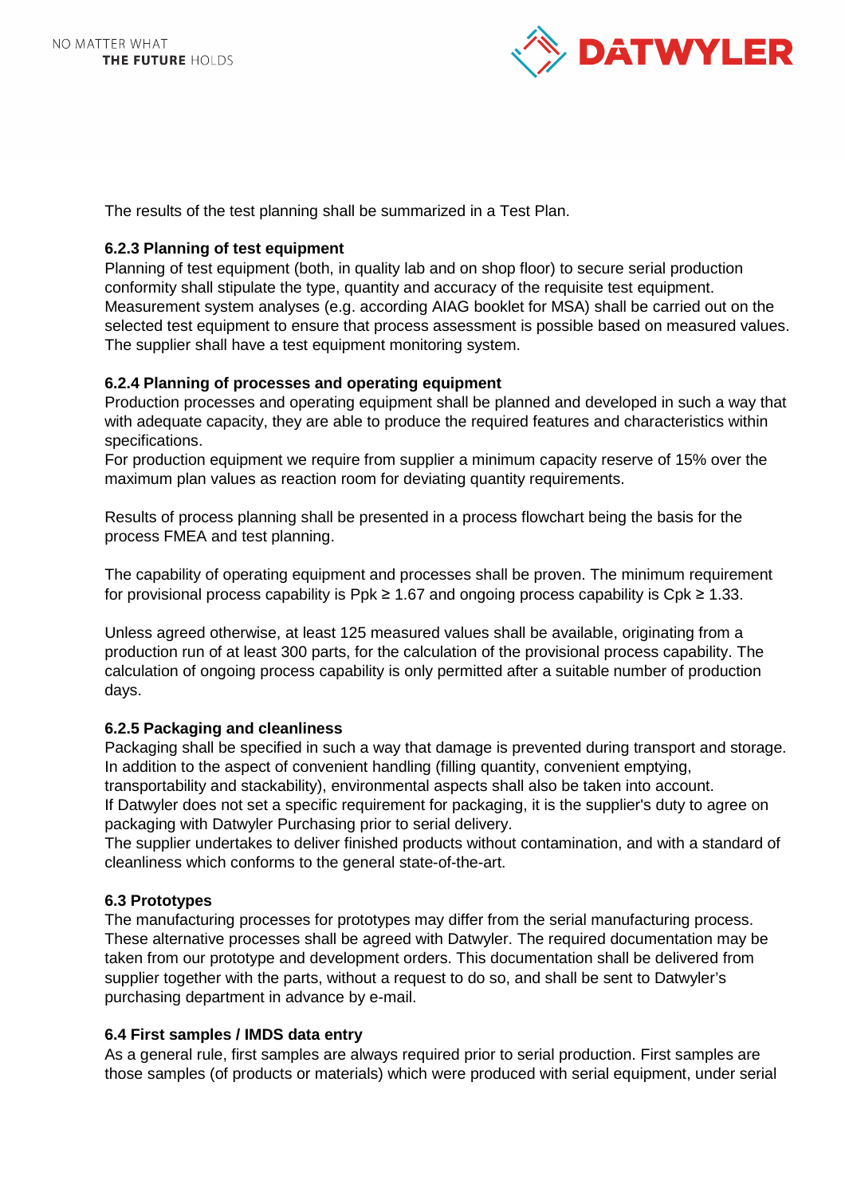The results of the test planning shall be summarized in a Test Plan.

#### 6.2.3 Planning of test equipment

Planning of test equipment (both, in quality lab and on shop floor) to secure serial production conformity shall stipulate the type, quantity and accuracy of the requisite test equipment. Measurement system analyses (e.g. according AIAG booklet for MSA) shall be carried out on the selected test equipment to ensure that process assessment is possible based on measured values. The supplier shall have a test equipment monitoring system.

#### 6.2.4 Planning of processes and operating equipment

Production processes and operating equipment shall be planned and developed in such a way that with adequate capacity, they are able to produce the required features and characteristics within specifications.
For production equipment we require from supplier a minimum capacity reserve of 15% over the maximum plan values as reaction room for deviating quantity requirements.

Results of process planning shall be presented in a process flowchart being the basis for the process FMEA and test planning.

The capability of operating equipment and processes shall be proven. The minimum requirement for provisional process capability is $Ppk \geq 1.67$ and ongoing process capability is $Cpk \geq 1.33$.

Unless agreed otherwise, at least 125 measured values shall be available, originating from a production run of at least 300 parts, for the calculation of the provisional process capability. The calculation of ongoing process capability is only permitted after a suitable number of production days.

#### 6.2.5 Packaging and cleanliness

Packaging shall be specified in such a way that damage is prevented during transport and storage. In addition to the aspect of convenient handling (filling quantity, convenient emptying, transportability and stackability), environmental aspects shall also be taken into account.
If Datwyler does not set a specific requirement for packaging, it is the supplier's duty to agree on packaging with Datwyler Purchasing prior to serial delivery.
The supplier undertakes to deliver finished products without contamination, and with a standard of cleanliness which conforms to the general state-of-the-art.

### 6.3 Prototypes

The manufacturing processes for prototypes may differ from the serial manufacturing process. These alternative processes shall be agreed with Datwyler. The required documentation may be taken from our prototype and development orders. This documentation shall be delivered from supplier together with the parts, without a request to do so, and shall be sent to Datwyler's purchasing department in advance by e-mail.

### 6.4 First samples / IMDS data entry

As a general rule, first samples are always required prior to serial production. First samples are those samples (of products or materials) which were produced with serial equipment, under serial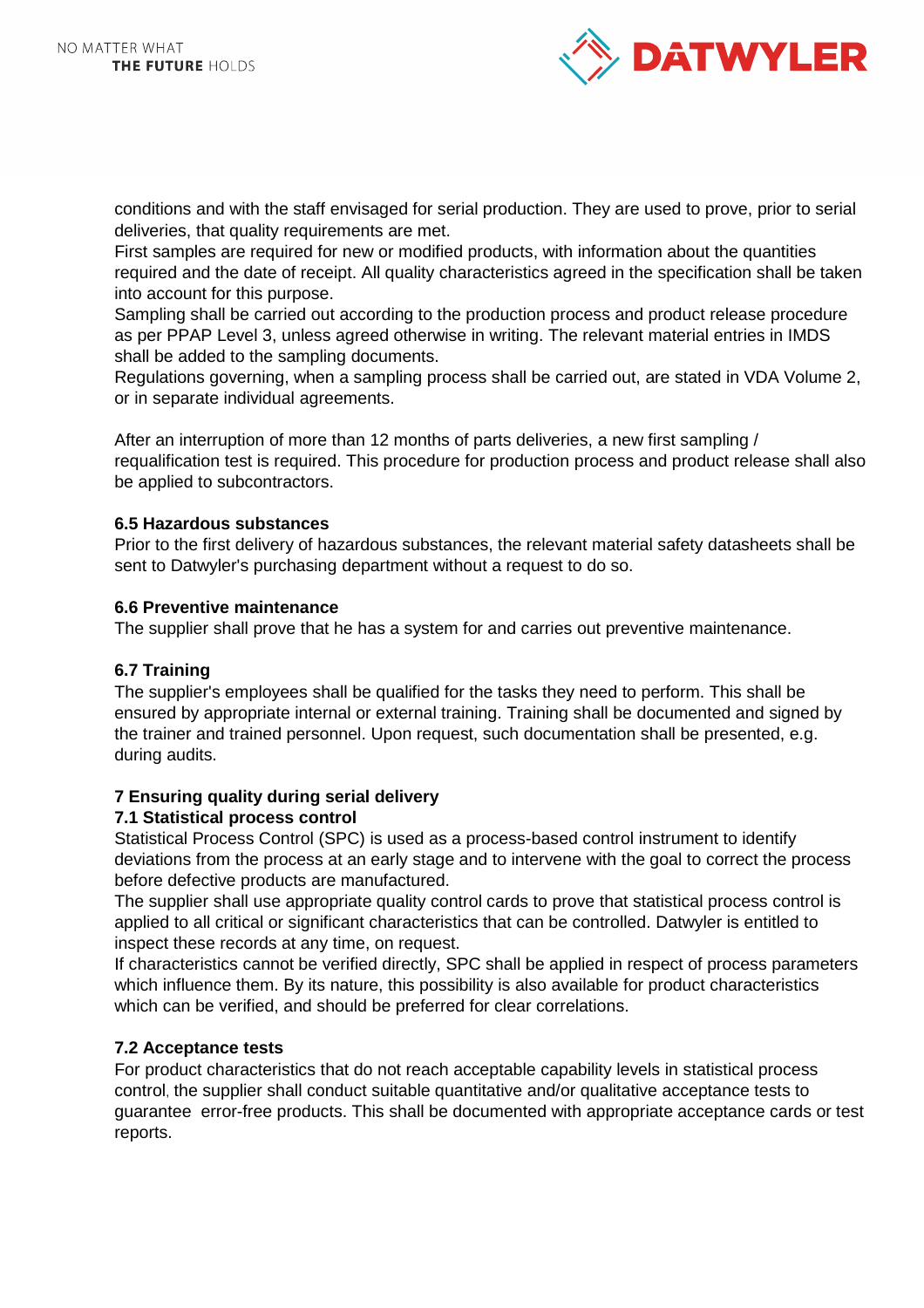conditions and with the staff envisaged for serial production. They are used to prove, prior to serial deliveries, that quality requirements are met.
First samples are required for new or modified products, with information about the quantities required and the date of receipt. All quality characteristics agreed in the specification shall be taken into account for this purpose.
Sampling shall be carried out according to the production process and product release procedure as per PPAP Level 3, unless agreed otherwise in writing. The relevant material entries in IMDS shall be added to the sampling documents.
Regulations governing, when a sampling process shall be carried out, are stated in VDA Volume 2, or in separate individual agreements.

After an interruption of more than 12 months of parts deliveries, a new first sampling / requalification test is required. This procedure for production process and product release shall also be applied to subcontractors.

### 6.5 Hazardous substances

Prior to the first delivery of hazardous substances, the relevant material safety datasheets shall be sent to Datwyler's purchasing department without a request to do so.

### 6.6 Preventive maintenance

The supplier shall prove that he has a system for and carries out preventive maintenance.

### 6.7 Training

The supplier's employees shall be qualified for the tasks they need to perform. This shall be ensured by appropriate internal or external training. Training shall be documented and signed by the trainer and trained personnel. Upon request, such documentation shall be presented, e.g. during audits.

## 7 Ensuring quality during serial delivery

### 7.1 Statistical process control

Statistical Process Control (SPC) is used as a process-based control instrument to identify deviations from the process at an early stage and to intervene with the goal to correct the process before defective products are manufactured.
The supplier shall use appropriate quality control cards to prove that statistical process control is applied to all critical or significant characteristics that can be controlled. Datwyler is entitled to inspect these records at any time, on request.
If characteristics cannot be verified directly, SPC shall be applied in respect of process parameters which influence them. By its nature, this possibility is also available for product characteristics which can be verified, and should be preferred for clear correlations.

### 7.2 Acceptance tests

For product characteristics that do not reach acceptable capability levels in statistical process control, the supplier shall conduct suitable quantitative and/or qualitative acceptance tests to guarantee error-free products. This shall be documented with appropriate acceptance cards or test reports.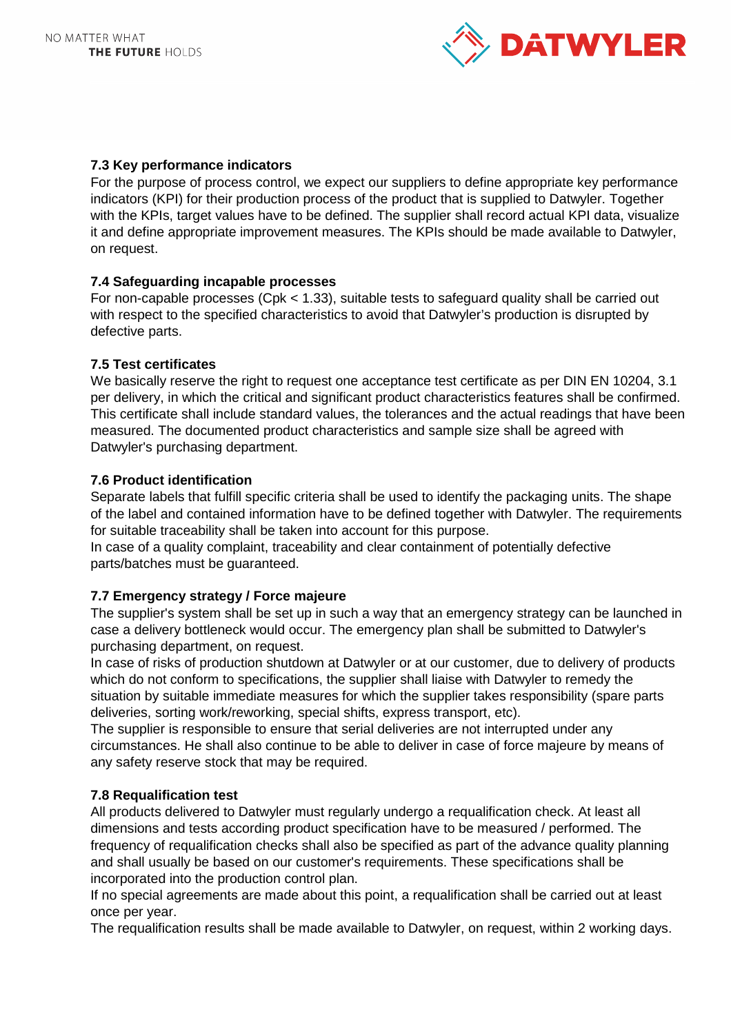### 7.3 Key performance indicators

For the purpose of process control, we expect our suppliers to define appropriate key performance indicators (KPI) for their production process of the product that is supplied to Datwyler. Together with the KPIs, target values have to be defined. The supplier shall record actual KPI data, visualize it and define appropriate improvement measures. The KPIs should be made available to Datwyler, on request.

### 7.4 Safeguarding incapable processes

For non-capable processes (Cpk < 1.33), suitable tests to safeguard quality shall be carried out with respect to the specified characteristics to avoid that Datwyler's production is disrupted by defective parts.

### 7.5 Test certificates

We basically reserve the right to request one acceptance test certificate as per DIN EN 10204, 3.1 per delivery, in which the critical and significant product characteristics features shall be confirmed. This certificate shall include standard values, the tolerances and the actual readings that have been measured. The documented product characteristics and sample size shall be agreed with Datwyler's purchasing department.

### 7.6 Product identification

Separate labels that fulfill specific criteria shall be used to identify the packaging units. The shape of the label and contained information have to be defined together with Datwyler. The requirements for suitable traceability shall be taken into account for this purpose.

In case of a quality complaint, traceability and clear containment of potentially defective parts/batches must be guaranteed.

### 7.7 Emergency strategy / Force majeure

The supplier's system shall be set up in such a way that an emergency strategy can be launched in case a delivery bottleneck would occur. The emergency plan shall be submitted to Datwyler's purchasing department, on request.

In case of risks of production shutdown at Datwyler or at our customer, due to delivery of products which do not conform to specifications, the supplier shall liaise with Datwyler to remedy the situation by suitable immediate measures for which the supplier takes responsibility (spare parts deliveries, sorting work/reworking, special shifts, express transport, etc).

The supplier is responsible to ensure that serial deliveries are not interrupted under any circumstances. He shall also continue to be able to deliver in case of force majeure by means of any safety reserve stock that may be required.

### 7.8 Requalification test

All products delivered to Datwyler must regularly undergo a requalification check. At least all dimensions and tests according product specification have to be measured / performed. The frequency of requalification checks shall also be specified as part of the advance quality planning and shall usually be based on our customer's requirements. These specifications shall be incorporated into the production control plan.

If no special agreements are made about this point, a requalification shall be carried out at least once per year.

The requalification results shall be made available to Datwyler, on request, within 2 working days.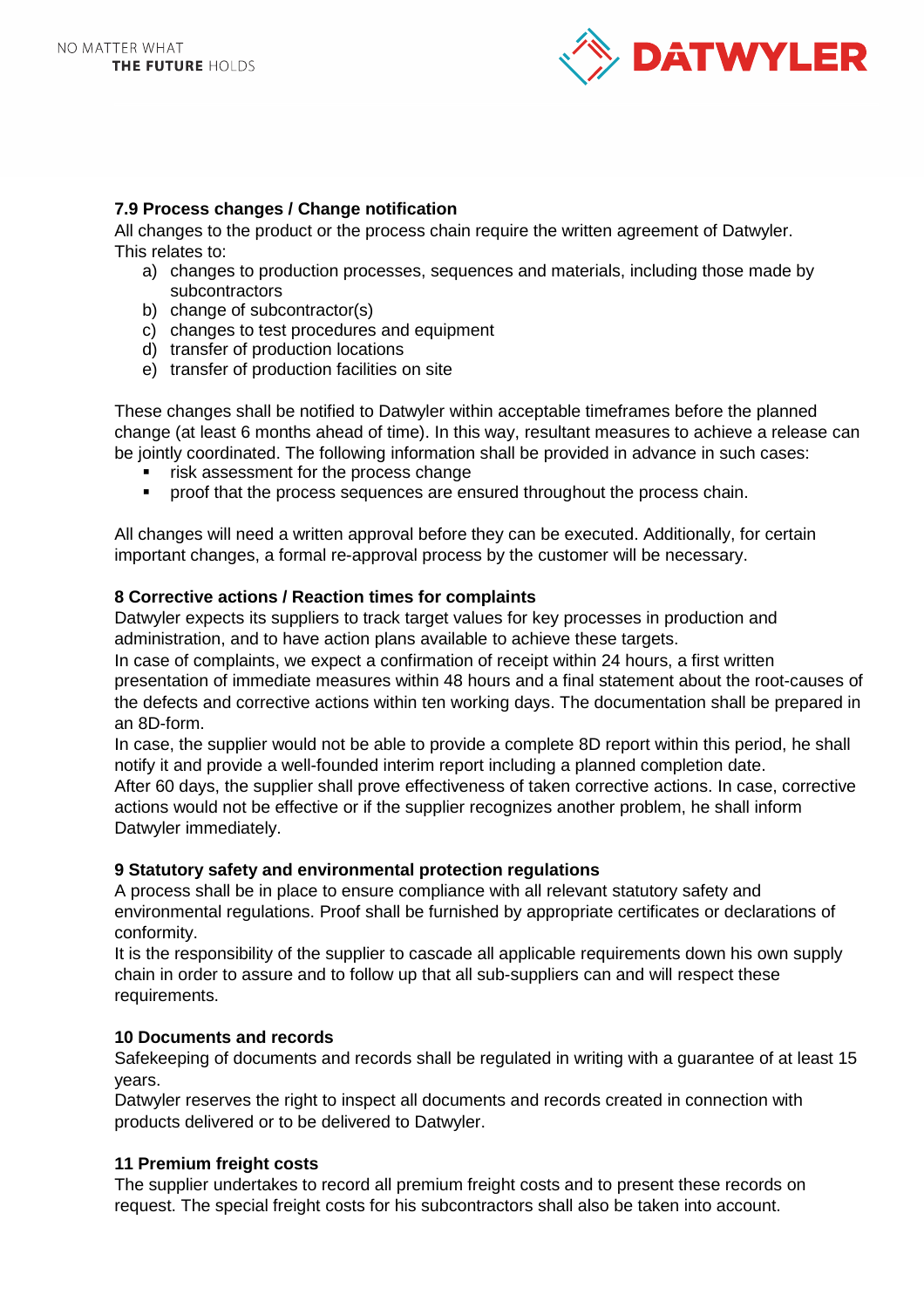### 7.9 Process changes / Change notification

All changes to the product or the process chain require the written agreement of Datwyler. This relates to:

a) changes to production processes, sequences and materials, including those made by subcontractors
b) change of subcontractor(s)
c) changes to test procedures and equipment
d) transfer of production locations
e) transfer of production facilities on site

These changes shall be notified to Datwyler within acceptable timeframes before the planned change (at least 6 months ahead of time). In this way, resultant measures to achieve a release can be jointly coordinated. The following information shall be provided in advance in such cases:

- risk assessment for the process change
- proof that the process sequences are ensured throughout the process chain.

All changes will need a written approval before they can be executed. Additionally, for certain important changes, a formal re-approval process by the customer will be necessary.

## 8 Corrective actions / Reaction times for complaints

Datwyler expects its suppliers to track target values for key processes in production and administration, and to have action plans available to achieve these targets.
In case of complaints, we expect a confirmation of receipt within 24 hours, a first written presentation of immediate measures within 48 hours and a final statement about the root-causes of the defects and corrective actions within ten working days. The documentation shall be prepared in an 8D-form.
In case, the supplier would not be able to provide a complete 8D report within this period, he shall notify it and provide a well-founded interim report including a planned completion date.
After 60 days, the supplier shall prove effectiveness of taken corrective actions. In case, corrective actions would not be effective or if the supplier recognizes another problem, he shall inform Datwyler immediately.

## 9 Statutory safety and environmental protection regulations

A process shall be in place to ensure compliance with all relevant statutory safety and environmental regulations. Proof shall be furnished by appropriate certificates or declarations of conformity.
It is the responsibility of the supplier to cascade all applicable requirements down his own supply chain in order to assure and to follow up that all sub-suppliers can and will respect these requirements.

## 10 Documents and records

Safekeeping of documents and records shall be regulated in writing with a guarantee of at least 15 years.
Datwyler reserves the right to inspect all documents and records created in connection with products delivered or to be delivered to Datwyler.

## 11 Premium freight costs

The supplier undertakes to record all premium freight costs and to present these records on request. The special freight costs for his subcontractors shall also be taken into account.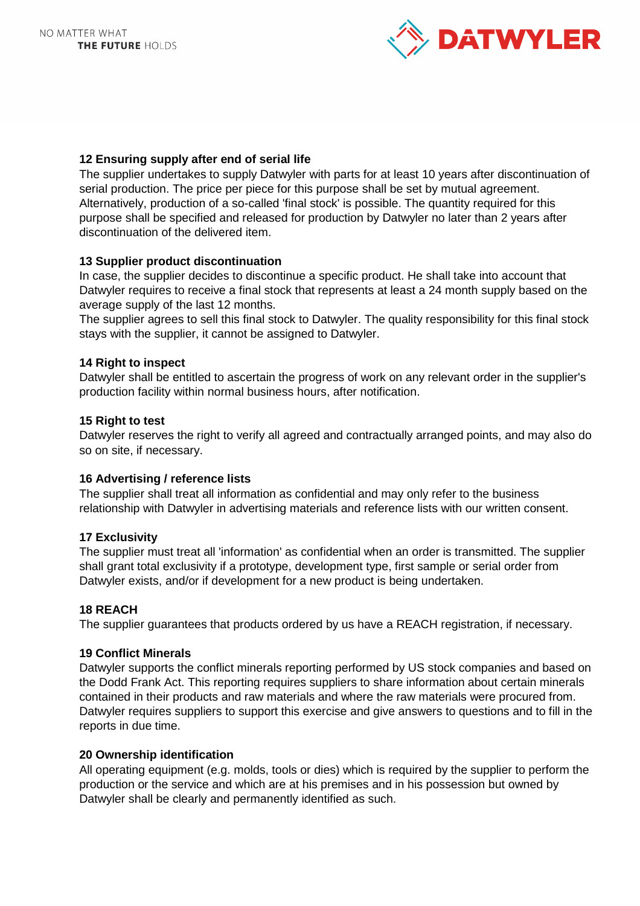## 12 Ensuring supply after end of serial life

The supplier undertakes to supply Datwyler with parts for at least 10 years after discontinuation of serial production. The price per piece for this purpose shall be set by mutual agreement. Alternatively, production of a so-called 'final stock' is possible. The quantity required for this purpose shall be specified and released for production by Datwyler no later than 2 years after discontinuation of the delivered item.

## 13 Supplier product discontinuation

In case, the supplier decides to discontinue a specific product. He shall take into account that Datwyler requires to receive a final stock that represents at least a 24 month supply based on the average supply of the last 12 months.
The supplier agrees to sell this final stock to Datwyler. The quality responsibility for this final stock stays with the supplier, it cannot be assigned to Datwyler.

## 14 Right to inspect

Datwyler shall be entitled to ascertain the progress of work on any relevant order in the supplier's production facility within normal business hours, after notification.

## 15 Right to test

Datwyler reserves the right to verify all agreed and contractually arranged points, and may also do so on site, if necessary.

## 16 Advertising / reference lists

The supplier shall treat all information as confidential and may only refer to the business relationship with Datwyler in advertising materials and reference lists with our written consent.

## 17 Exclusivity

The supplier must treat all 'information' as confidential when an order is transmitted. The supplier shall grant total exclusivity if a prototype, development type, first sample or serial order from Datwyler exists, and/or if development for a new product is being undertaken.

## 18 REACH

The supplier guarantees that products ordered by us have a REACH registration, if necessary.

## 19 Conflict Minerals

Datwyler supports the conflict minerals reporting performed by US stock companies and based on the Dodd Frank Act. This reporting requires suppliers to share information about certain minerals contained in their products and raw materials and where the raw materials were procured from. Datwyler requires suppliers to support this exercise and give answers to questions and to fill in the reports in due time.

## 20 Ownership identification

All operating equipment (e.g. molds, tools or dies) which is required by the supplier to perform the production or the service and which are at his premises and in his possession but owned by Datwyler shall be clearly and permanently identified as such.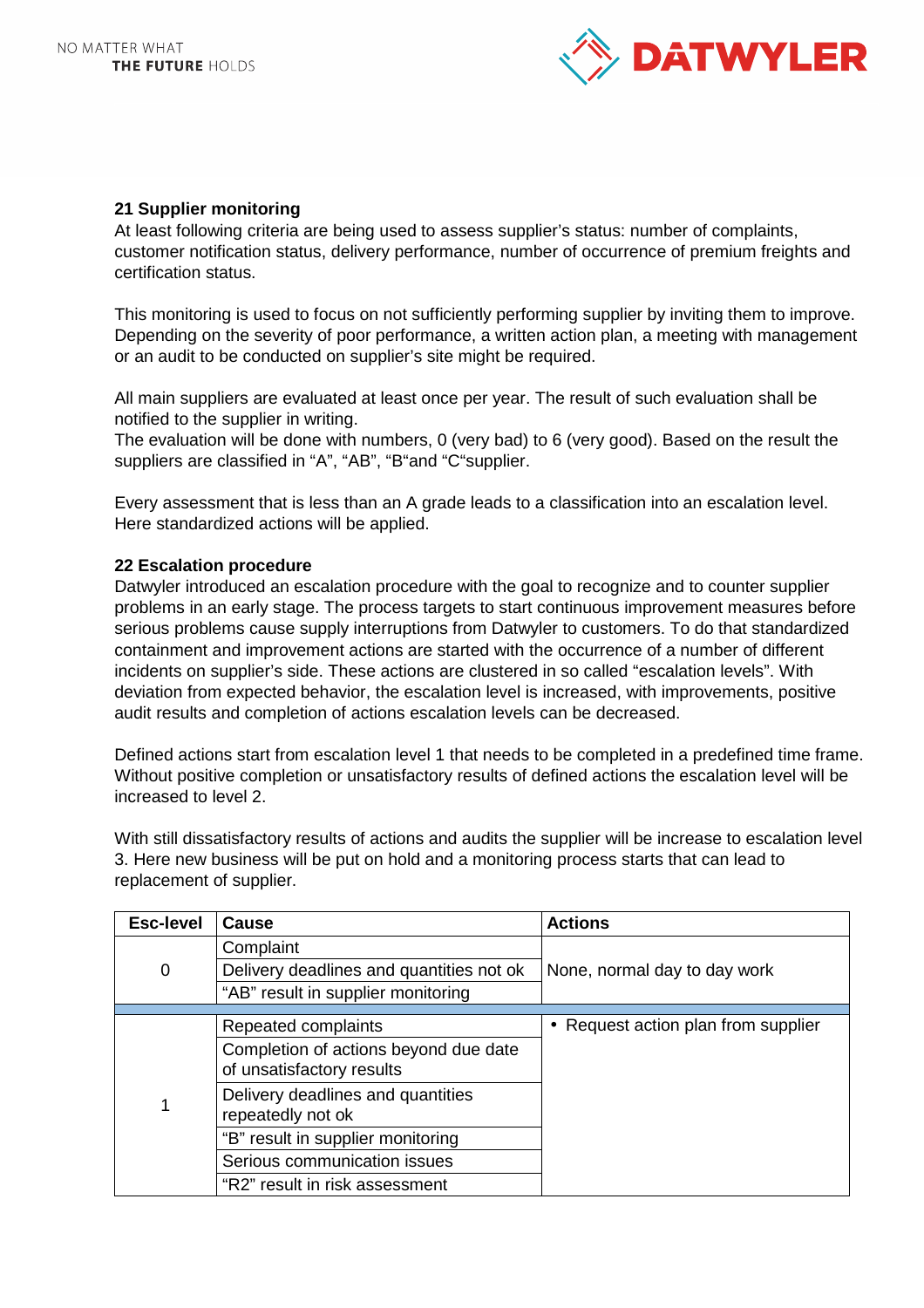## 21 Supplier monitoring

At least following criteria are being used to assess supplier's status: number of complaints, customer notification status, delivery performance, number of occurrence of premium freights and certification status.

This monitoring is used to focus on not sufficiently performing supplier by inviting them to improve. Depending on the severity of poor performance, a written action plan, a meeting with management or an audit to be conducted on supplier's site might be required.

All main suppliers are evaluated at least once per year. The result of such evaluation shall be notified to the supplier in writing.
The evaluation will be done with numbers, 0 (very bad) to 6 (very good). Based on the result the suppliers are classified in "A", "AB", "B"and "C"supplier.

Every assessment that is less than an A grade leads to a classification into an escalation level. Here standardized actions will be applied.

## 22 Escalation procedure

Datwyler introduced an escalation procedure with the goal to recognize and to counter supplier problems in an early stage. The process targets to start continuous improvement measures before serious problems cause supply interruptions from Datwyler to customers. To do that standardized containment and improvement actions are started with the occurrence of a number of different incidents on supplier's side. These actions are clustered in so called "escalation levels". With deviation from expected behavior, the escalation level is increased, with improvements, positive audit results and completion of actions escalation levels can be decreased.

Defined actions start from escalation level 1 that needs to be completed in a predefined time frame. Without positive completion or unsatisfactory results of defined actions the escalation level will be increased to level 2.

With still dissatisfactory results of actions and audits the supplier will be increase to escalation level 3. Here new business will be put on hold and a monitoring process starts that can lead to replacement of supplier.

| Esc-level | Cause | Actions |
|---|---|---|
| 0 | Complaint | None, normal day to day work |
| | Delivery deadlines and quantities not ok | |
| | "AB" result in supplier monitoring | |
| 1 | Repeated complaints | • Request action plan from supplier |
| | Completion of actions beyond due date of unsatisfactory results | |
| | Delivery deadlines and quantities repeatedly not ok | |
| | "B" result in supplier monitoring | |
| | Serious communication issues | |
| | "R2" result in risk assessment | |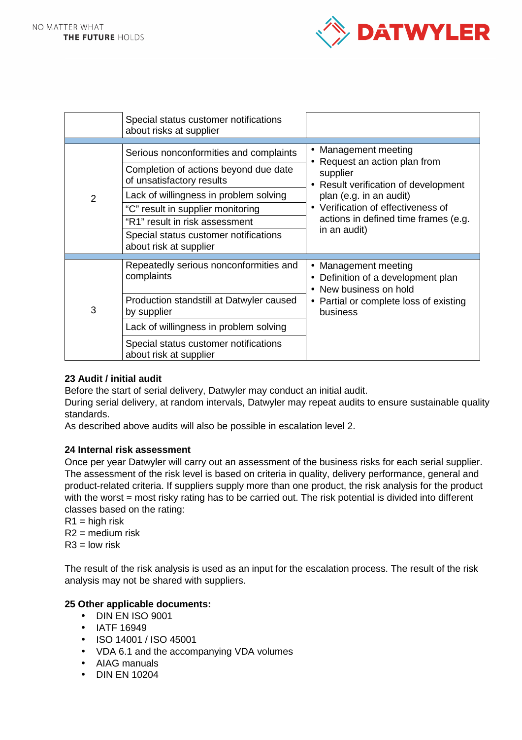| | | |
|---|---|---|
| | Special status customer notifications about risks at supplier | |
| 2 | Serious nonconformities and complaints | • Management meeting<br>• Request an action plan from supplier<br>• Result verification of development plan (e.g. in an audit)<br>• Verification of effectiveness of actions in defined time frames (e.g. in an audit) |
| | Completion of actions beyond due date of unsatisfactory results | |
| | Lack of willingness in problem solving | |
| | "C" result in supplier monitoring | |
| | "R1" result in risk assessment | |
| | Special status customer notifications about risk at supplier | |
| 3 | Repeatedly serious nonconformities and complaints | • Management meeting<br>• Definition of a development plan<br>• New business on hold<br>• Partial or complete loss of existing business |
| | Production standstill at Datwyler caused by supplier | |
| | Lack of willingness in problem solving | |
| | Special status customer notifications about risk at supplier | |

**23 Audit / initial audit**

Before the start of serial delivery, Datwyler may conduct an initial audit.
During serial delivery, at random intervals, Datwyler may repeat audits to ensure sustainable quality standards.
As described above audits will also be possible in escalation level 2.

**24 Internal risk assessment**

Once per year Datwyler will carry out an assessment of the business risks for each serial supplier. The assessment of the risk level is based on criteria in quality, delivery performance, general and product-related criteria. If suppliers supply more than one product, the risk analysis for the product with the worst = most risky rating has to be carried out. The risk potential is divided into different classes based on the rating:
R1 = high risk
R2 = medium risk
R3 = low risk

The result of the risk analysis is used as an input for the escalation process. The result of the risk analysis may not be shared with suppliers.

**25 Other applicable documents:**

- DIN EN ISO 9001
- IATF 16949
- ISO 14001 / ISO 45001
- VDA 6.1 and the accompanying VDA volumes
- AIAG manuals
- DIN EN 10204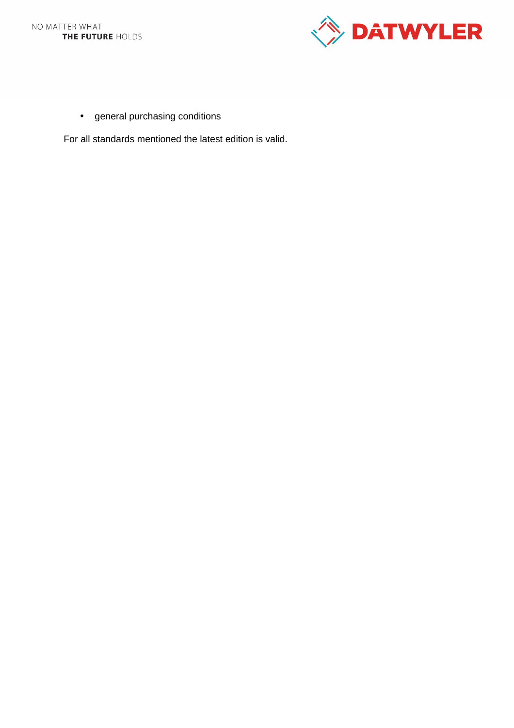- general purchasing conditions

For all standards mentioned the latest edition is valid.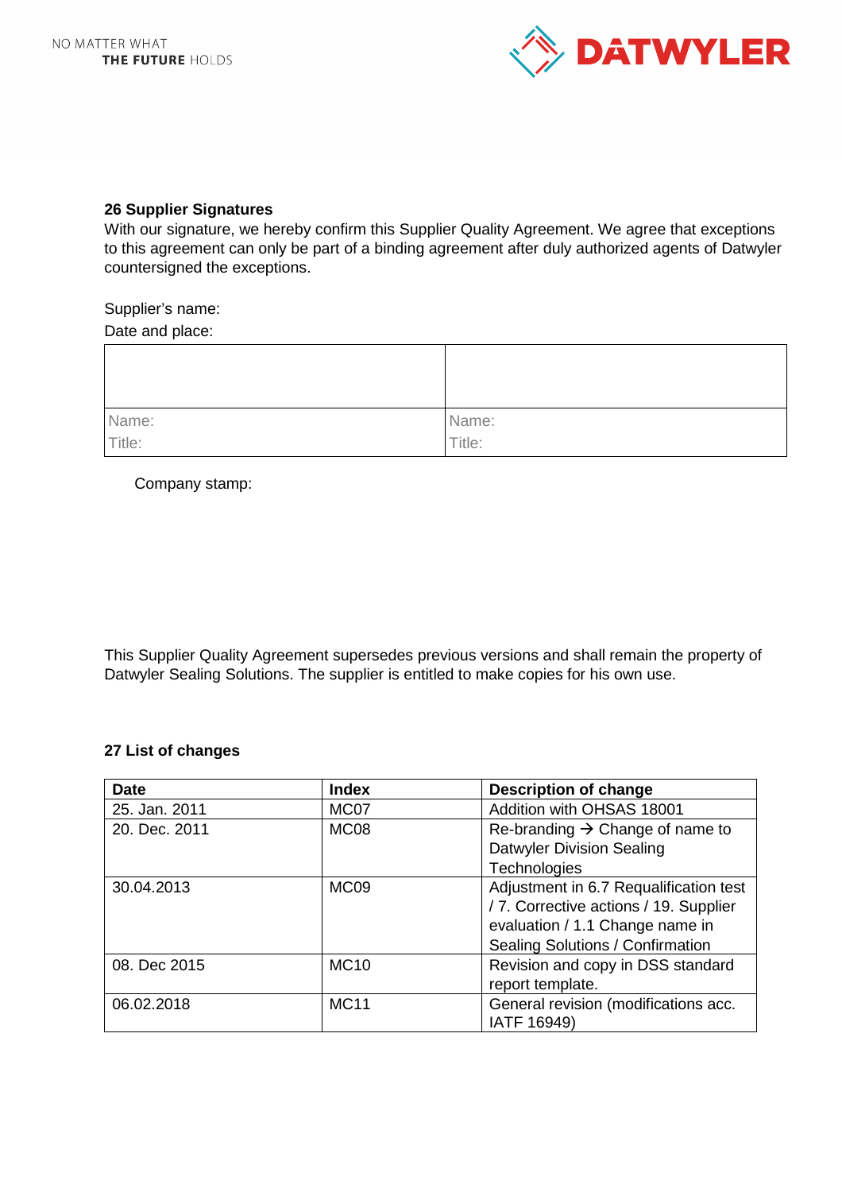## 26 Supplier Signatures

With our signature, we hereby confirm this Supplier Quality Agreement. We agree that exceptions to this agreement can only be part of a binding agreement after duly authorized agents of Datwyler countersigned the exceptions.

Supplier's name:

Date and place:

| | |
|---|---|
| | |
| Name:<br>Title: | Name:<br>Title: |

Company stamp:

This Supplier Quality Agreement supersedes previous versions and shall remain the property of Datwyler Sealing Solutions. The supplier is entitled to make copies for his own use.

## 27 List of changes

| Date | Index | Description of change |
|---|---|---|
| 25. Jan. 2011 | MC07 | Addition with OHSAS 18001 |
| 20. Dec. 2011 | MC08 | Re-branding → Change of name to Datwyler Division Sealing Technologies |
| 30.04.2013 | MC09 | Adjustment in 6.7 Requalification test / 7. Corrective actions / 19. Supplier evaluation / 1.1 Change name in Sealing Solutions / Confirmation |
| 08. Dec 2015 | MC10 | Revision and copy in DSS standard report template. |
| 06.02.2018 | MC11 | General revision (modifications acc. IATF 16949) |